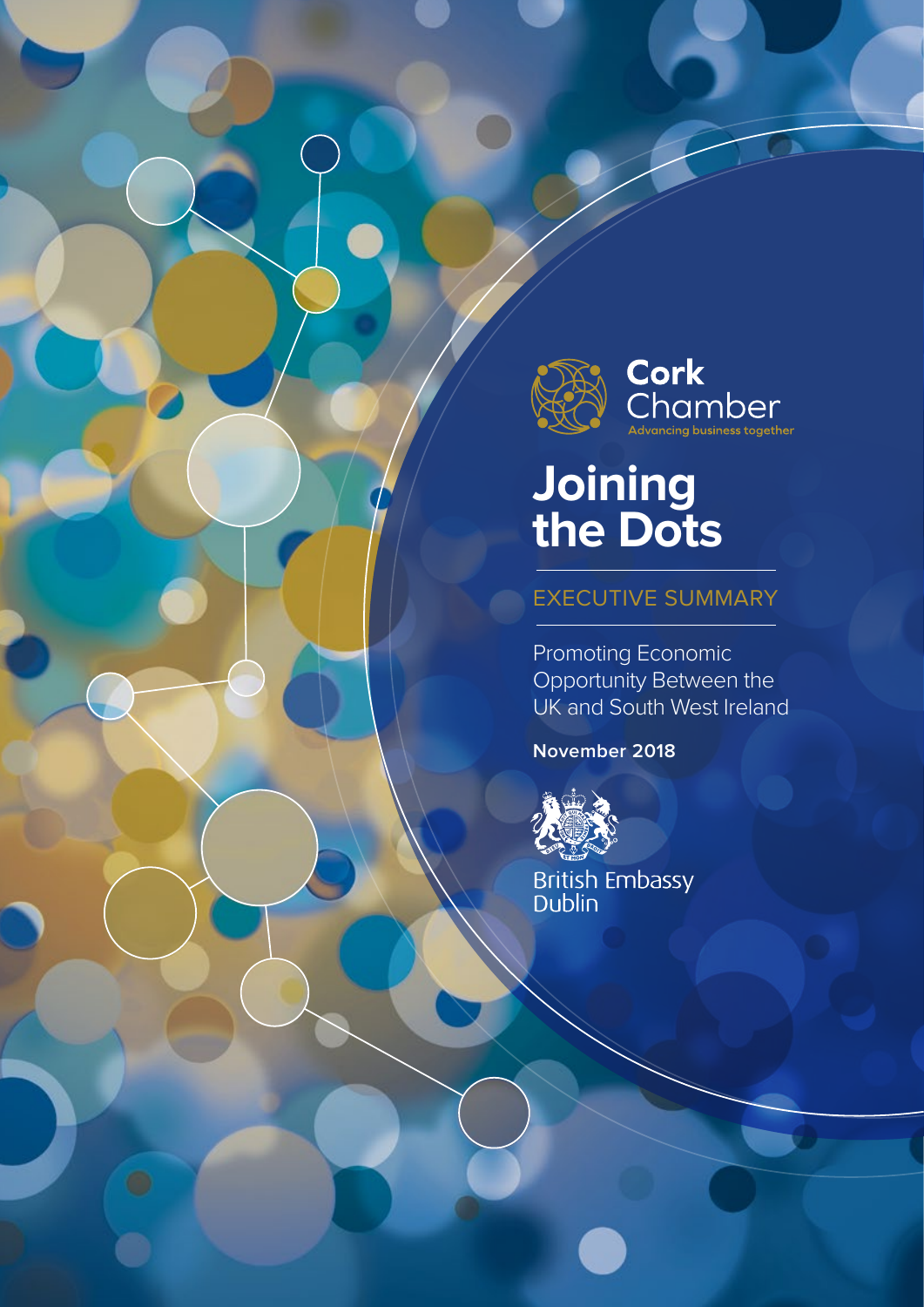Cork Chamber

Advancing business together

# Joining the Dots

## EXECUTIVE SUMMARY

Promoting Economic Opportunity Between the UK and South West Ireland

**November 2018**

British Embassy Dublin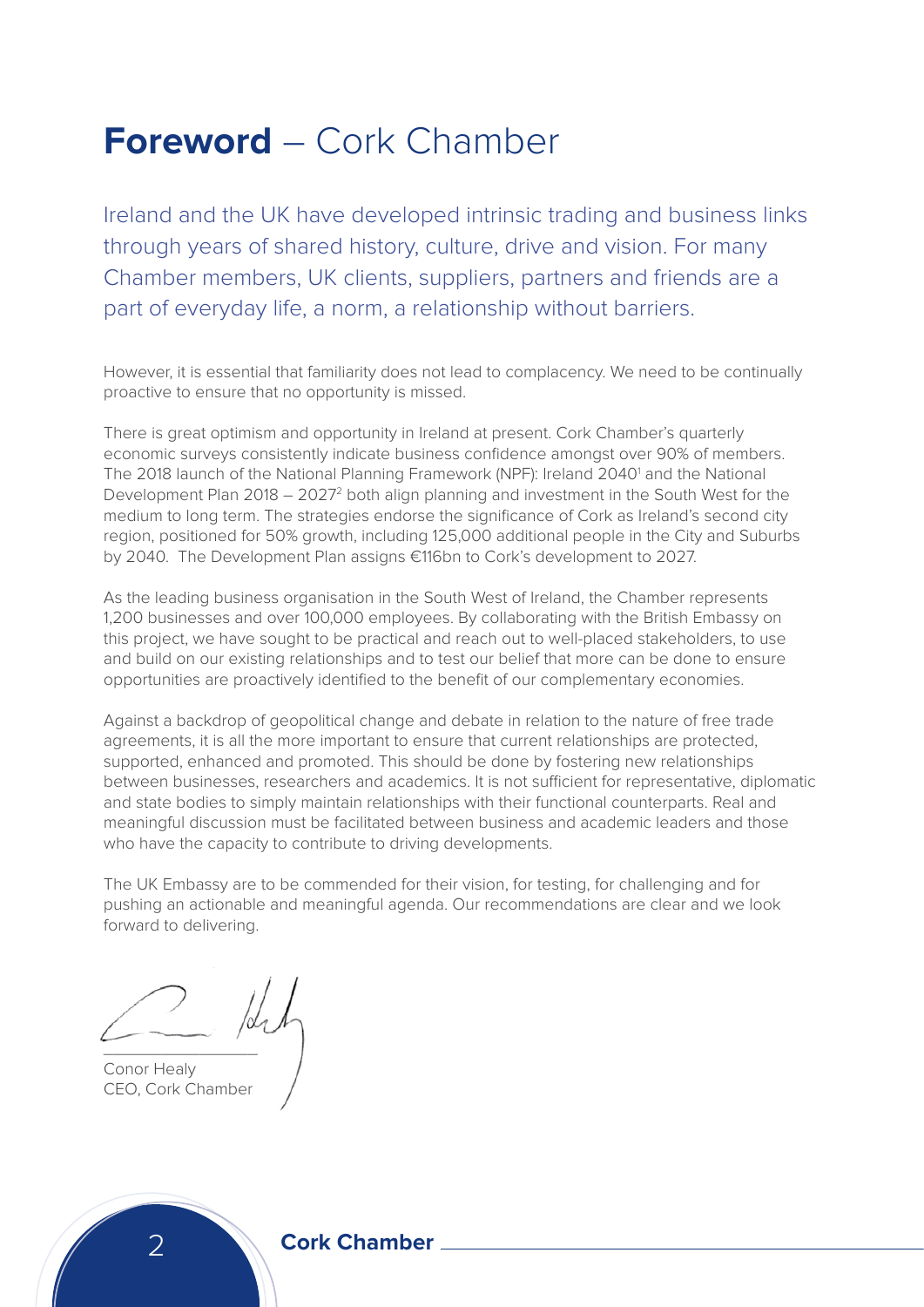# **Foreword** – Cork Chamber

Ireland and the UK have developed intrinsic trading and business links through years of shared history, culture, drive and vision. For many Chamber members, UK clients, suppliers, partners and friends are a part of everyday life, a norm, a relationship without barriers.

However, it is essential that familiarity does not lead to complacency. We need to be continually proactive to ensure that no opportunity is missed.

There is great optimism and opportunity in Ireland at present. Cork Chamber's quarterly economic surveys consistently indicate business confidence amongst over 90% of members. The 2018 launch of the National Planning Framework (NPF): Ireland 2040[1] and the National Development Plan 2018 – 2027[2] both align planning and investment in the South West for the medium to long term. The strategies endorse the significance of Cork as Ireland's second city region, positioned for 50% growth, including 125,000 additional people in the City and Suburbs by 2040. The Development Plan assigns €116bn to Cork's development to 2027.

As the leading business organisation in the South West of Ireland, the Chamber represents 1,200 businesses and over 100,000 employees. By collaborating with the British Embassy on this project, we have sought to be practical and reach out to well-placed stakeholders, to use and build on our existing relationships and to test our belief that more can be done to ensure opportunities are proactively identified to the benefit of our complementary economies.

Against a backdrop of geopolitical change and debate in relation to the nature of free trade agreements, it is all the more important to ensure that current relationships are protected, supported, enhanced and promoted. This should be done by fostering new relationships between businesses, researchers and academics. It is not sufficient for representative, diplomatic and state bodies to simply maintain relationships with their functional counterparts. Real and meaningful discussion must be facilitated between business and academic leaders and those who have the capacity to contribute to driving developments.

The UK Embassy are to be commended for their vision, for testing, for challenging and for pushing an actionable and meaningful agenda. Our recommendations are clear and we look forward to delivering.

Conor Healy
CEO, Cork Chamber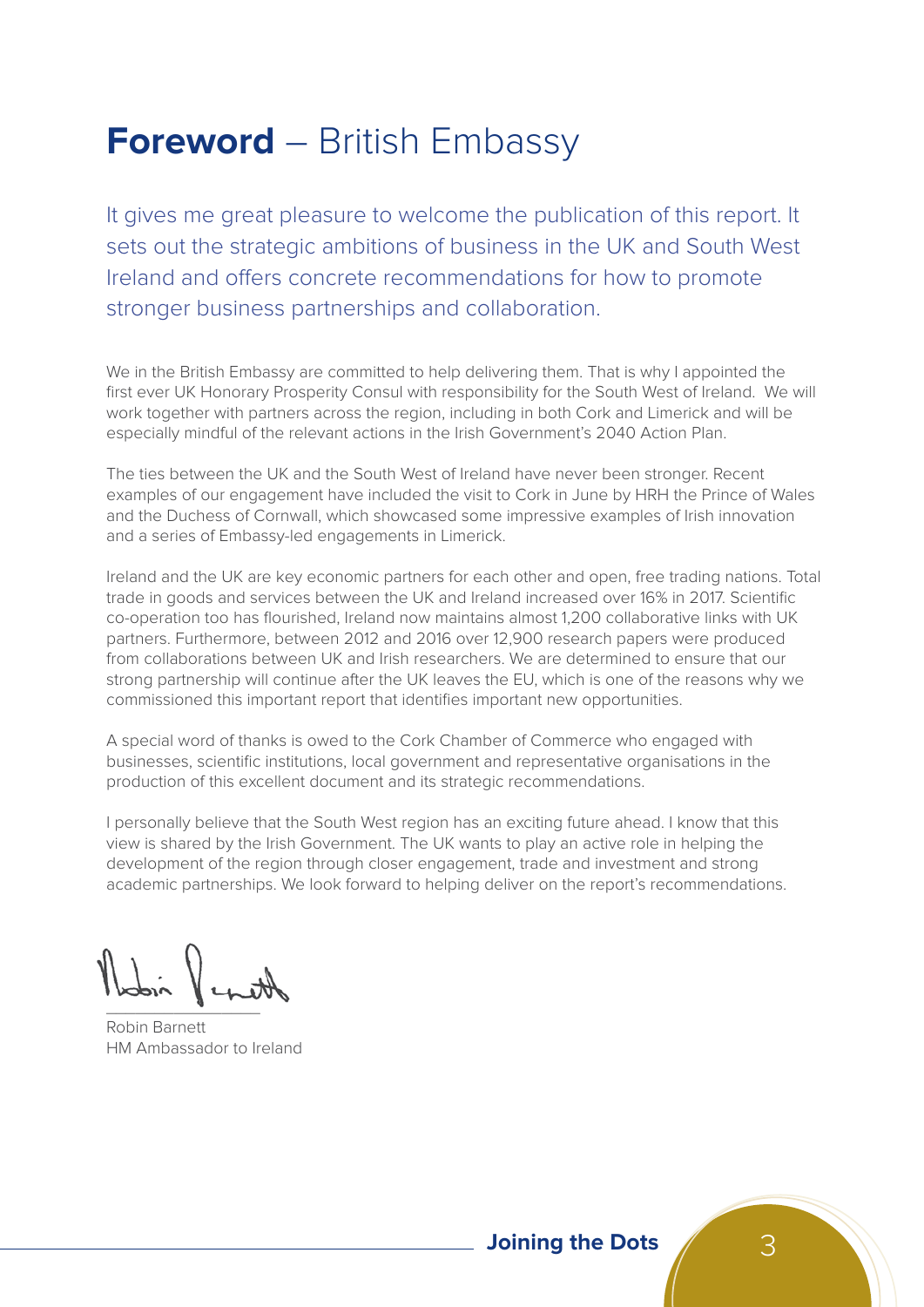# **Foreword** – British Embassy

It gives me great pleasure to welcome the publication of this report. It sets out the strategic ambitions of business in the UK and South West Ireland and offers concrete recommendations for how to promote stronger business partnerships and collaboration.

We in the British Embassy are committed to help delivering them. That is why I appointed the first ever UK Honorary Prosperity Consul with responsibility for the South West of Ireland. We will work together with partners across the region, including in both Cork and Limerick and will be especially mindful of the relevant actions in the Irish Government's 2040 Action Plan.

The ties between the UK and the South West of Ireland have never been stronger. Recent examples of our engagement have included the visit to Cork in June by HRH the Prince of Wales and the Duchess of Cornwall, which showcased some impressive examples of Irish innovation and a series of Embassy-led engagements in Limerick.

Ireland and the UK are key economic partners for each other and open, free trading nations. Total trade in goods and services between the UK and Ireland increased over 16% in 2017. Scientific co-operation too has flourished, Ireland now maintains almost 1,200 collaborative links with UK partners. Furthermore, between 2012 and 2016 over 12,900 research papers were produced from collaborations between UK and Irish researchers. We are determined to ensure that our strong partnership will continue after the UK leaves the EU, which is one of the reasons why we commissioned this important report that identifies important new opportunities.

A special word of thanks is owed to the Cork Chamber of Commerce who engaged with businesses, scientific institutions, local government and representative organisations in the production of this excellent document and its strategic recommendations.

I personally believe that the South West region has an exciting future ahead. I know that this view is shared by the Irish Government. The UK wants to play an active role in helping the development of the region through closer engagement, trade and investment and strong academic partnerships. We look forward to helping deliver on the report's recommendations.

Robin Barnett
HM Ambassador to Ireland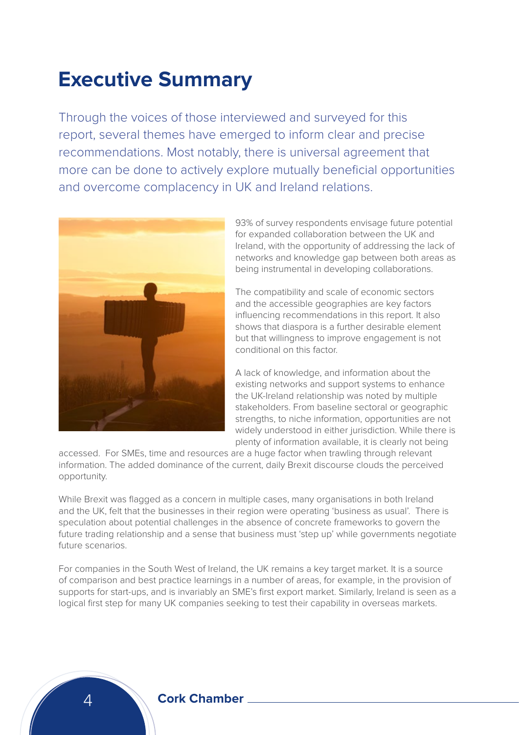# Executive Summary

Through the voices of those interviewed and surveyed for this report, several themes have emerged to inform clear and precise recommendations. Most notably, there is universal agreement that more can be done to actively explore mutually beneficial opportunities and overcome complacency in UK and Ireland relations.

93% of survey respondents envisage future potential for expanded collaboration between the UK and Ireland, with the opportunity of addressing the lack of networks and knowledge gap between both areas as being instrumental in developing collaborations.

The compatibility and scale of economic sectors and the accessible geographies are key factors influencing recommendations in this report. It also shows that diaspora is a further desirable element but that willingness to improve engagement is not conditional on this factor.

A lack of knowledge, and information about the existing networks and support systems to enhance the UK-Ireland relationship was noted by multiple stakeholders. From baseline sectoral or geographic strengths, to niche information, opportunities are not widely understood in either jurisdiction. While there is plenty of information available, it is clearly not being accessed. For SMEs, time and resources are a huge factor when trawling through relevant information. The added dominance of the current, daily Brexit discourse clouds the perceived opportunity.

While Brexit was flagged as a concern in multiple cases, many organisations in both Ireland and the UK, felt that the businesses in their region were operating 'business as usual'. There is speculation about potential challenges in the absence of concrete frameworks to govern the future trading relationship and a sense that business must 'step up' while governments negotiate future scenarios.

For companies in the South West of Ireland, the UK remains a key target market. It is a source of comparison and best practice learnings in a number of areas, for example, in the provision of supports for start-ups, and is invariably an SME's first export market. Similarly, Ireland is seen as a logical first step for many UK companies seeking to test their capability in overseas markets.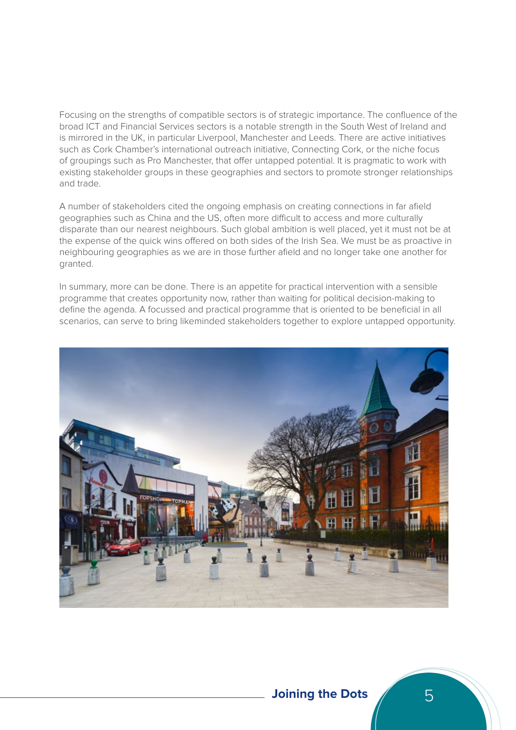Focusing on the strengths of compatible sectors is of strategic importance. The confluence of the broad ICT and Financial Services sectors is a notable strength in the South West of Ireland and is mirrored in the UK, in particular Liverpool, Manchester and Leeds. There are active initiatives such as Cork Chamber's international outreach initiative, Connecting Cork, or the niche focus of groupings such as Pro Manchester, that offer untapped potential. It is pragmatic to work with existing stakeholder groups in these geographies and sectors to promote stronger relationships and trade.

A number of stakeholders cited the ongoing emphasis on creating connections in far afield geographies such as China and the US, often more difficult to access and more culturally disparate than our nearest neighbours. Such global ambition is well placed, yet it must not be at the expense of the quick wins offered on both sides of the Irish Sea. We must be as proactive in neighbouring geographies as we are in those further afield and no longer take one another for granted.

In summary, more can be done. There is an appetite for practical intervention with a sensible programme that creates opportunity now, rather than waiting for political decision-making to define the agenda. A focussed and practical programme that is oriented to be beneficial in all scenarios, can serve to bring likeminded stakeholders together to explore untapped opportunity.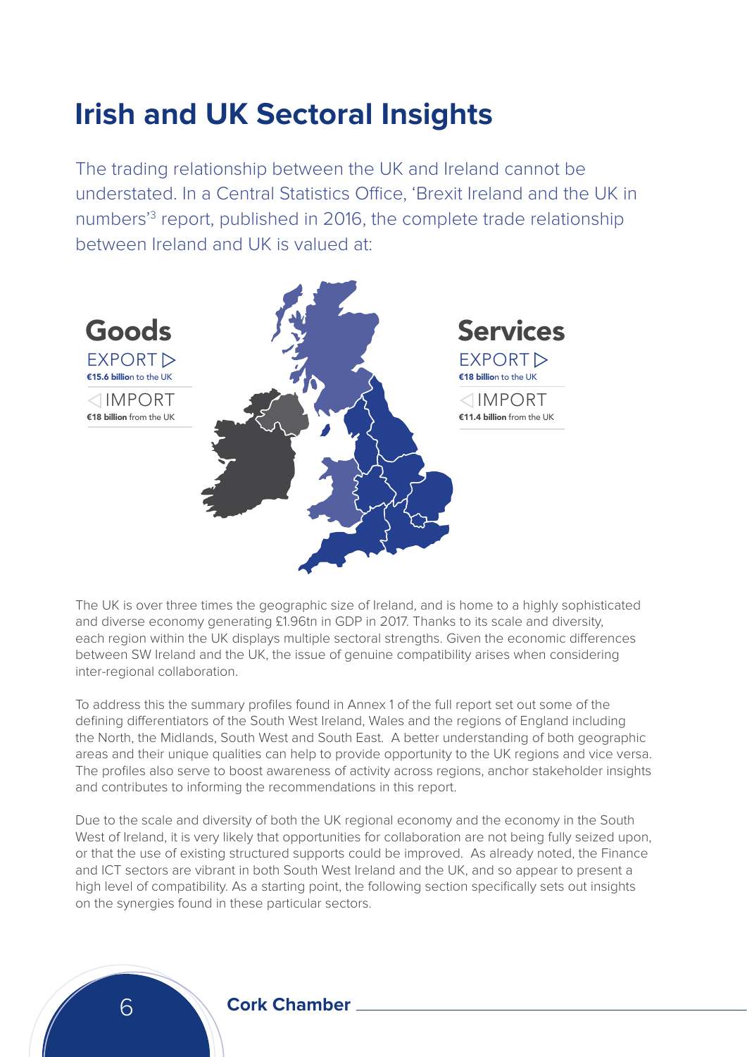# Irish and UK Sectoral Insights

The trading relationship between the UK and Ireland cannot be understated. In a Central Statistics Office, 'Brexit Ireland and the UK in numbers'[3] report, published in 2016, the complete trade relationship between Ireland and UK is valued at:

**Goods**

EXPORT ▷
**€15.6 billion** to the UK

◁ IMPORT
**€18 billion** from the UK

**Services**

EXPORT ▷
**€18 billion** to the UK

◁ IMPORT
**€11.4 billion** from the UK

The UK is over three times the geographic size of Ireland, and is home to a highly sophisticated and diverse economy generating £1.96tn in GDP in 2017. Thanks to its scale and diversity, each region within the UK displays multiple sectoral strengths. Given the economic differences between SW Ireland and the UK, the issue of genuine compatibility arises when considering inter-regional collaboration.

To address this the summary profiles found in Annex 1 of the full report set out some of the defining differentiators of the South West Ireland, Wales and the regions of England including the North, the Midlands, South West and South East. A better understanding of both geographic areas and their unique qualities can help to provide opportunity to the UK regions and vice versa. The profiles also serve to boost awareness of activity across regions, anchor stakeholder insights and contributes to informing the recommendations in this report.

Due to the scale and diversity of both the UK regional economy and the economy in the South West of Ireland, it is very likely that opportunities for collaboration are not being fully seized upon, or that the use of existing structured supports could be improved. As already noted, the Finance and ICT sectors are vibrant in both South West Ireland and the UK, and so appear to present a high level of compatibility. As a starting point, the following section specifically sets out insights on the synergies found in these particular sectors.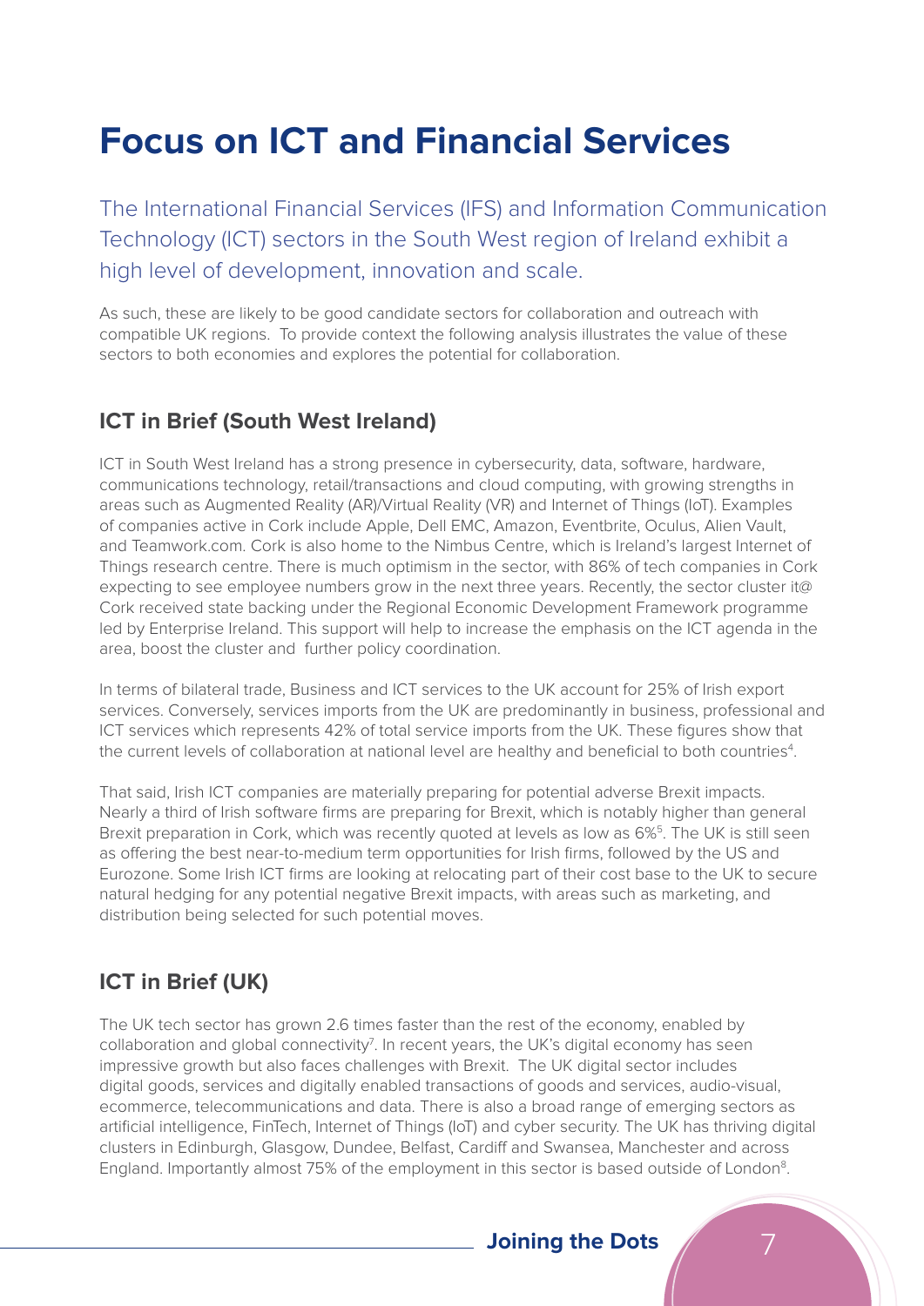# Focus on ICT and Financial Services

The International Financial Services (IFS) and Information Communication Technology (ICT) sectors in the South West region of Ireland exhibit a high level of development, innovation and scale.

As such, these are likely to be good candidate sectors for collaboration and outreach with compatible UK regions. To provide context the following analysis illustrates the value of these sectors to both economies and explores the potential for collaboration.

## ICT in Brief (South West Ireland)

ICT in South West Ireland has a strong presence in cybersecurity, data, software, hardware, communications technology, retail/transactions and cloud computing, with growing strengths in areas such as Augmented Reality (AR)/Virtual Reality (VR) and Internet of Things (IoT). Examples of companies active in Cork include Apple, Dell EMC, Amazon, Eventbrite, Oculus, Alien Vault, and Teamwork.com. Cork is also home to the Nimbus Centre, which is Ireland's largest Internet of Things research centre. There is much optimism in the sector, with 86% of tech companies in Cork expecting to see employee numbers grow in the next three years. Recently, the sector cluster it@ Cork received state backing under the Regional Economic Development Framework programme led by Enterprise Ireland. This support will help to increase the emphasis on the ICT agenda in the area, boost the cluster and further policy coordination.

In terms of bilateral trade, Business and ICT services to the UK account for 25% of Irish export services. Conversely, services imports from the UK are predominantly in business, professional and ICT services which represents 42% of total service imports from the UK. These figures show that the current levels of collaboration at national level are healthy and beneficial to both countries[4].

That said, Irish ICT companies are materially preparing for potential adverse Brexit impacts. Nearly a third of Irish software firms are preparing for Brexit, which is notably higher than general Brexit preparation in Cork, which was recently quoted at levels as low as 6%[5]. The UK is still seen as offering the best near-to-medium term opportunities for Irish firms, followed by the US and Eurozone. Some Irish ICT firms are looking at relocating part of their cost base to the UK to secure natural hedging for any potential negative Brexit impacts, with areas such as marketing, and distribution being selected for such potential moves.

## ICT in Brief (UK)

The UK tech sector has grown 2.6 times faster than the rest of the economy, enabled by collaboration and global connectivity[7]. In recent years, the UK's digital economy has seen impressive growth but also faces challenges with Brexit. The UK digital sector includes digital goods, services and digitally enabled transactions of goods and services, audio-visual, ecommerce, telecommunications and data. There is also a broad range of emerging sectors as artificial intelligence, FinTech, Internet of Things (IoT) and cyber security. The UK has thriving digital clusters in Edinburgh, Glasgow, Dundee, Belfast, Cardiff and Swansea, Manchester and across England. Importantly almost 75% of the employment in this sector is based outside of London[8].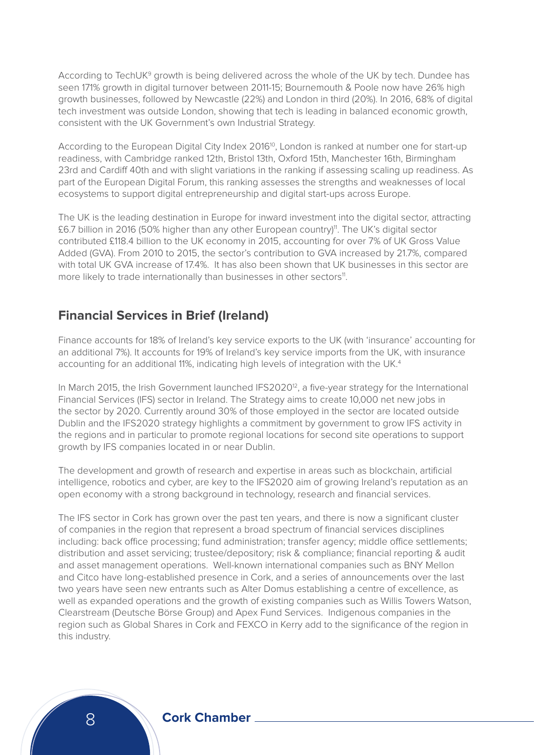According to TechUK[9] growth is being delivered across the whole of the UK by tech. Dundee has seen 171% growth in digital turnover between 2011-15; Bournemouth & Poole now have 26% high growth businesses, followed by Newcastle (22%) and London in third (20%). In 2016, 68% of digital tech investment was outside London, showing that tech is leading in balanced economic growth, consistent with the UK Government's own Industrial Strategy.

According to the European Digital City Index 2016[10], London is ranked at number one for start-up readiness, with Cambridge ranked 12th, Bristol 13th, Oxford 15th, Manchester 16th, Birmingham 23rd and Cardiff 40th and with slight variations in the ranking if assessing scaling up readiness. As part of the European Digital Forum, this ranking assesses the strengths and weaknesses of local ecosystems to support digital entrepreneurship and digital start-ups across Europe.

The UK is the leading destination in Europe for inward investment into the digital sector, attracting £6.7 billion in 2016 (50% higher than any other European country)[11]. The UK's digital sector contributed £118.4 billion to the UK economy in 2015, accounting for over 7% of UK Gross Value Added (GVA). From 2010 to 2015, the sector's contribution to GVA increased by 21.7%, compared with total UK GVA increase of 17.4%. It has also been shown that UK businesses in this sector are more likely to trade internationally than businesses in other sectors[11].

## Financial Services in Brief (Ireland)

Finance accounts for 18% of Ireland's key service exports to the UK (with 'insurance' accounting for an additional 7%). It accounts for 19% of Ireland's key service imports from the UK, with insurance accounting for an additional 11%, indicating high levels of integration with the UK.[4]

In March 2015, the Irish Government launched IFS2020[12], a five-year strategy for the International Financial Services (IFS) sector in Ireland. The Strategy aims to create 10,000 net new jobs in the sector by 2020. Currently around 30% of those employed in the sector are located outside Dublin and the IFS2020 strategy highlights a commitment by government to grow IFS activity in the regions and in particular to promote regional locations for second site operations to support growth by IFS companies located in or near Dublin.

The development and growth of research and expertise in areas such as blockchain, artificial intelligence, robotics and cyber, are key to the IFS2020 aim of growing Ireland's reputation as an open economy with a strong background in technology, research and financial services.

The IFS sector in Cork has grown over the past ten years, and there is now a significant cluster of companies in the region that represent a broad spectrum of financial services disciplines including: back office processing; fund administration; transfer agency; middle office settlements; distribution and asset servicing; trustee/depository; risk & compliance; financial reporting & audit and asset management operations. Well-known international companies such as BNY Mellon and Citco have long-established presence in Cork, and a series of announcements over the last two years have seen new entrants such as Alter Domus establishing a centre of excellence, as well as expanded operations and the growth of existing companies such as Willis Towers Watson, Clearstream (Deutsche Börse Group) and Apex Fund Services. Indigenous companies in the region such as Global Shares in Cork and FEXCO in Kerry add to the significance of the region in this industry.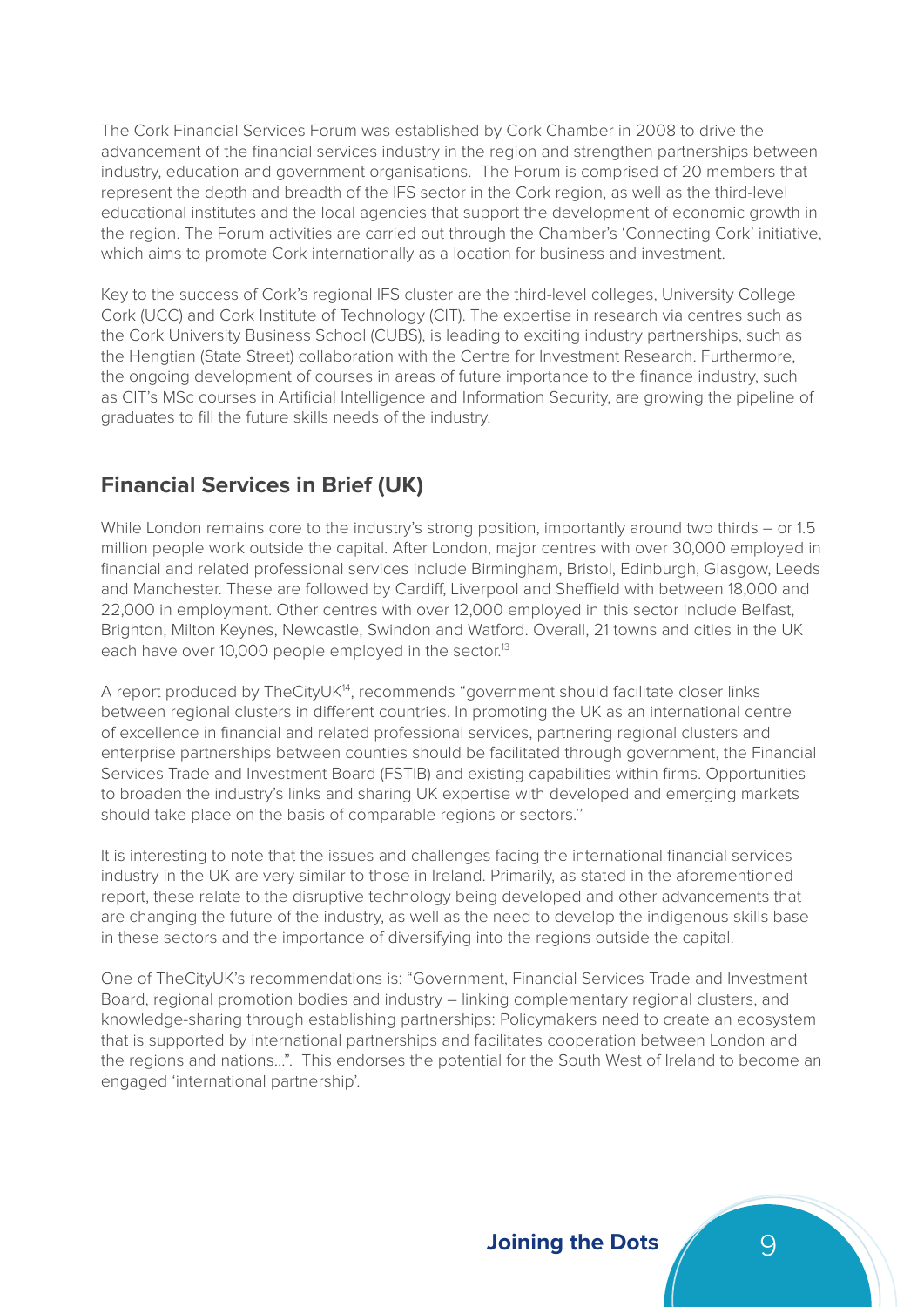The Cork Financial Services Forum was established by Cork Chamber in 2008 to drive the advancement of the financial services industry in the region and strengthen partnerships between industry, education and government organisations. The Forum is comprised of 20 members that represent the depth and breadth of the IFS sector in the Cork region, as well as the third-level educational institutes and the local agencies that support the development of economic growth in the region. The Forum activities are carried out through the Chamber's 'Connecting Cork' initiative, which aims to promote Cork internationally as a location for business and investment.

Key to the success of Cork's regional IFS cluster are the third-level colleges, University College Cork (UCC) and Cork Institute of Technology (CIT). The expertise in research via centres such as the Cork University Business School (CUBS), is leading to exciting industry partnerships, such as the Hengtian (State Street) collaboration with the Centre for Investment Research. Furthermore, the ongoing development of courses in areas of future importance to the finance industry, such as CIT's MSc courses in Artificial Intelligence and Information Security, are growing the pipeline of graduates to fill the future skills needs of the industry.

## Financial Services in Brief (UK)

While London remains core to the industry's strong position, importantly around two thirds – or 1.5 million people work outside the capital. After London, major centres with over 30,000 employed in financial and related professional services include Birmingham, Bristol, Edinburgh, Glasgow, Leeds and Manchester. These are followed by Cardiff, Liverpool and Sheffield with between 18,000 and 22,000 in employment. Other centres with over 12,000 employed in this sector include Belfast, Brighton, Milton Keynes, Newcastle, Swindon and Watford. Overall, 21 towns and cities in the UK each have over 10,000 people employed in the sector.[13]

A report produced by TheCityUK[14], recommends "government should facilitate closer links between regional clusters in different countries. In promoting the UK as an international centre of excellence in financial and related professional services, partnering regional clusters and enterprise partnerships between counties should be facilitated through government, the Financial Services Trade and Investment Board (FSTIB) and existing capabilities within firms. Opportunities to broaden the industry's links and sharing UK expertise with developed and emerging markets should take place on the basis of comparable regions or sectors.''

It is interesting to note that the issues and challenges facing the international financial services industry in the UK are very similar to those in Ireland. Primarily, as stated in the aforementioned report, these relate to the disruptive technology being developed and other advancements that are changing the future of the industry, as well as the need to develop the indigenous skills base in these sectors and the importance of diversifying into the regions outside the capital.

One of TheCityUK's recommendations is: "Government, Financial Services Trade and Investment Board, regional promotion bodies and industry – linking complementary regional clusters, and knowledge-sharing through establishing partnerships: Policymakers need to create an ecosystem that is supported by international partnerships and facilitates cooperation between London and the regions and nations…". This endorses the potential for the South West of Ireland to become an engaged 'international partnership'.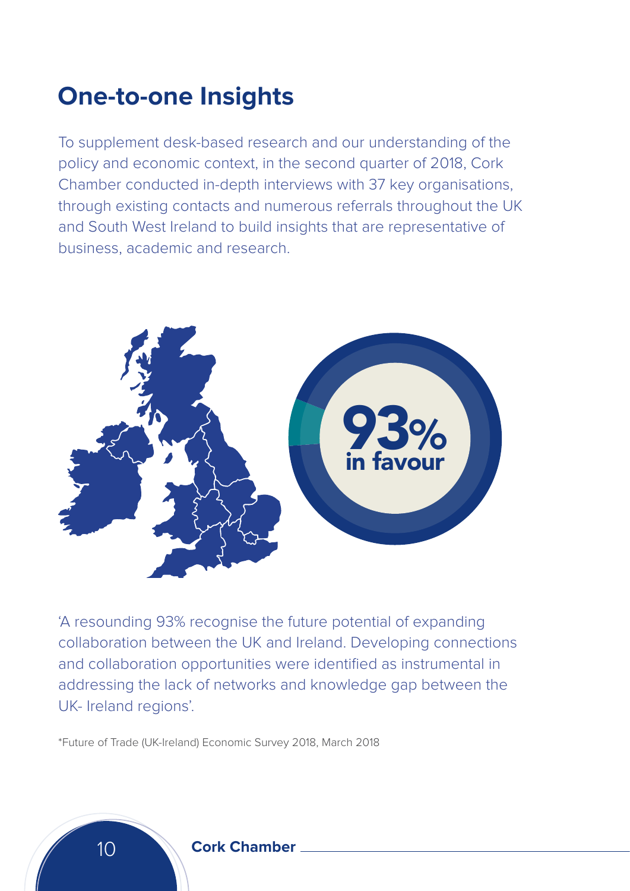## One-to-one Insights

To supplement desk-based research and our understanding of the policy and economic context, in the second quarter of 2018, Cork Chamber conducted in-depth interviews with 37 key organisations, through existing contacts and numerous referrals throughout the UK and South West Ireland to build insights that are representative of business, academic and research.

**93% in favour**

'A resounding 93% recognise the future potential of expanding collaboration between the UK and Ireland. Developing connections and collaboration opportunities were identified as instrumental in addressing the lack of networks and knowledge gap between the UK- Ireland regions'.

*Future of Trade (UK-Ireland) Economic Survey 2018, March 2018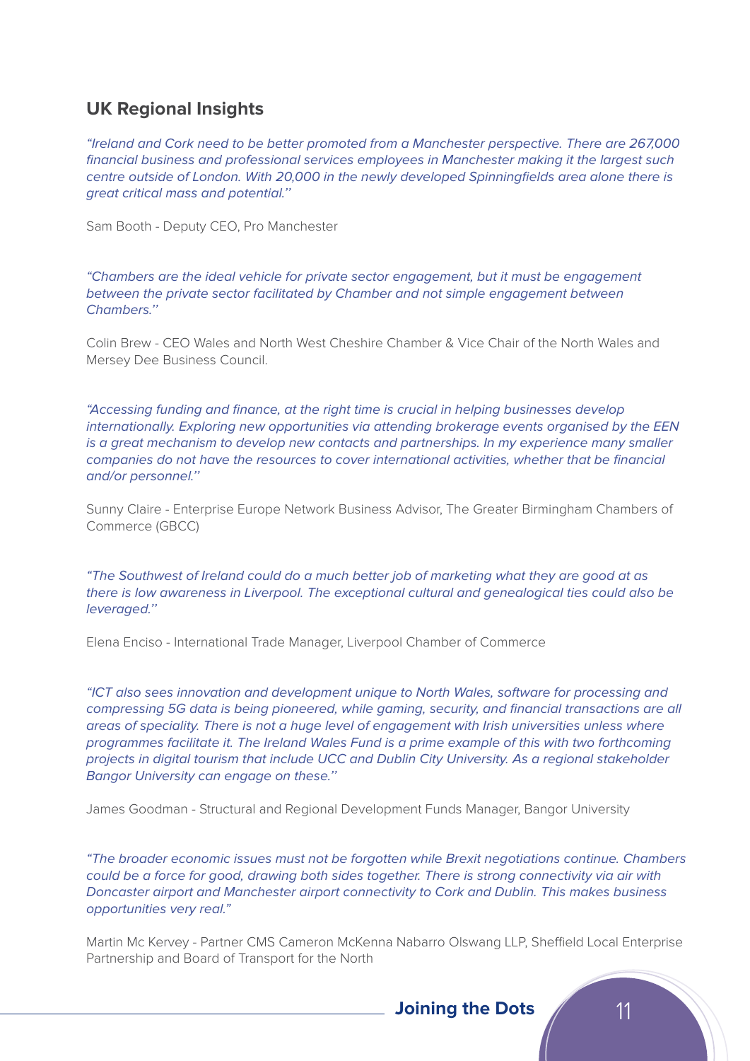## UK Regional Insights

*"Ireland and Cork need to be better promoted from a Manchester perspective. There are 267,000 financial business and professional services employees in Manchester making it the largest such centre outside of London. With 20,000 in the newly developed Spinningfields area alone there is great critical mass and potential."*

Sam Booth - Deputy CEO, Pro Manchester

*"Chambers are the ideal vehicle for private sector engagement, but it must be engagement between the private sector facilitated by Chamber and not simple engagement between Chambers."*

Colin Brew - CEO Wales and North West Cheshire Chamber & Vice Chair of the North Wales and Mersey Dee Business Council.

*"Accessing funding and finance, at the right time is crucial in helping businesses develop internationally. Exploring new opportunities via attending brokerage events organised by the EEN is a great mechanism to develop new contacts and partnerships. In my experience many smaller companies do not have the resources to cover international activities, whether that be financial and/or personnel."*

Sunny Claire - Enterprise Europe Network Business Advisor, The Greater Birmingham Chambers of Commerce (GBCC)

*"The Southwest of Ireland could do a much better job of marketing what they are good at as there is low awareness in Liverpool. The exceptional cultural and genealogical ties could also be leveraged."*

Elena Enciso - International Trade Manager, Liverpool Chamber of Commerce

*"ICT also sees innovation and development unique to North Wales, software for processing and compressing 5G data is being pioneered, while gaming, security, and financial transactions are all areas of speciality. There is not a huge level of engagement with Irish universities unless where programmes facilitate it. The Ireland Wales Fund is a prime example of this with two forthcoming projects in digital tourism that include UCC and Dublin City University. As a regional stakeholder Bangor University can engage on these."*

James Goodman - Structural and Regional Development Funds Manager, Bangor University

*"The broader economic issues must not be forgotten while Brexit negotiations continue. Chambers could be a force for good, drawing both sides together. There is strong connectivity via air with Doncaster airport and Manchester airport connectivity to Cork and Dublin. This makes business opportunities very real."*

Martin Mc Kervey - Partner CMS Cameron McKenna Nabarro Olswang LLP, Sheffield Local Enterprise Partnership and Board of Transport for the North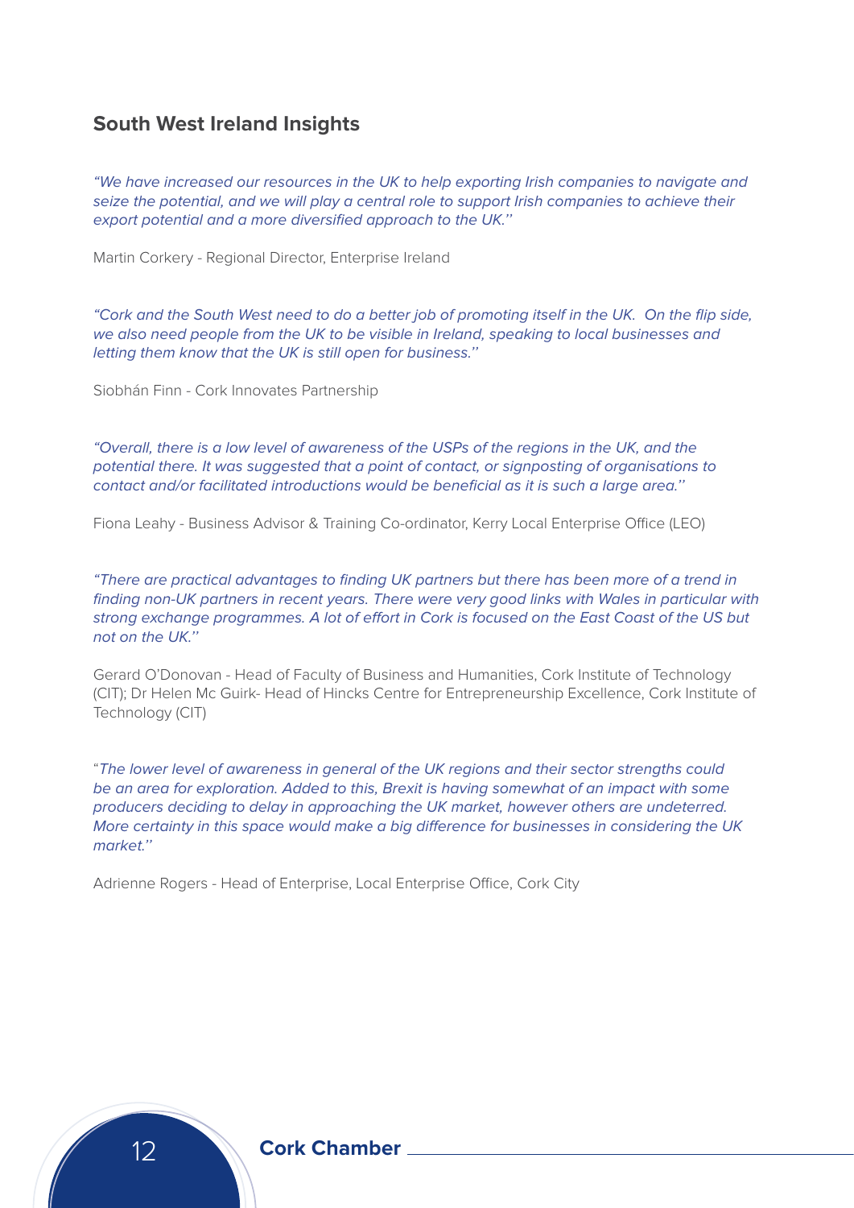## South West Ireland Insights

*"We have increased our resources in the UK to help exporting Irish companies to navigate and seize the potential, and we will play a central role to support Irish companies to achieve their export potential and a more diversified approach to the UK."*

Martin Corkery - Regional Director, Enterprise Ireland

*"Cork and the South West need to do a better job of promoting itself in the UK. On the flip side, we also need people from the UK to be visible in Ireland, speaking to local businesses and letting them know that the UK is still open for business."*

Siobhán Finn - Cork Innovates Partnership

*"Overall, there is a low level of awareness of the USPs of the regions in the UK, and the potential there. It was suggested that a point of contact, or signposting of organisations to contact and/or facilitated introductions would be beneficial as it is such a large area."*

Fiona Leahy - Business Advisor & Training Co-ordinator, Kerry Local Enterprise Office (LEO)

*"There are practical advantages to finding UK partners but there has been more of a trend in finding non-UK partners in recent years. There were very good links with Wales in particular with strong exchange programmes. A lot of effort in Cork is focused on the East Coast of the US but not on the UK."*

Gerard O'Donovan - Head of Faculty of Business and Humanities, Cork Institute of Technology (CIT); Dr Helen Mc Guirk- Head of Hincks Centre for Entrepreneurship Excellence, Cork Institute of Technology (CIT)

"*The lower level of awareness in general of the UK regions and their sector strengths could be an area for exploration. Added to this, Brexit is having somewhat of an impact with some producers deciding to delay in approaching the UK market, however others are undeterred. More certainty in this space would make a big difference for businesses in considering the UK market."*

Adrienne Rogers - Head of Enterprise, Local Enterprise Office, Cork City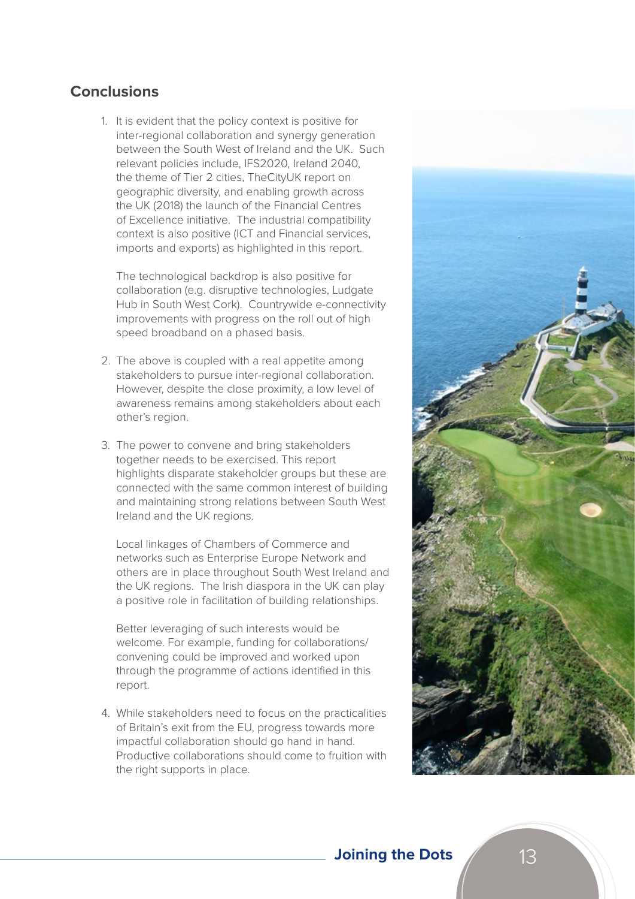## Conclusions

1. It is evident that the policy context is positive for inter-regional collaboration and synergy generation between the South West of Ireland and the UK. Such relevant policies include, IFS2020, Ireland 2040, the theme of Tier 2 cities, TheCityUK report on geographic diversity, and enabling growth across the UK (2018) the launch of the Financial Centres of Excellence initiative. The industrial compatibility context is also positive (ICT and Financial services, imports and exports) as highlighted in this report.

   The technological backdrop is also positive for collaboration (e.g. disruptive technologies, Ludgate Hub in South West Cork). Countrywide e-connectivity improvements with progress on the roll out of high speed broadband on a phased basis.

2. The above is coupled with a real appetite among stakeholders to pursue inter-regional collaboration. However, despite the close proximity, a low level of awareness remains among stakeholders about each other's region.

3. The power to convene and bring stakeholders together needs to be exercised. This report highlights disparate stakeholder groups but these are connected with the same common interest of building and maintaining strong relations between South West Ireland and the UK regions.

   Local linkages of Chambers of Commerce and networks such as Enterprise Europe Network and others are in place throughout South West Ireland and the UK regions. The Irish diaspora in the UK can play a positive role in facilitation of building relationships.

   Better leveraging of such interests would be welcome. For example, funding for collaborations/convening could be improved and worked upon through the programme of actions identified in this report.

4. While stakeholders need to focus on the practicalities of Britain's exit from the EU, progress towards more impactful collaboration should go hand in hand. Productive collaborations should come to fruition with the right supports in place.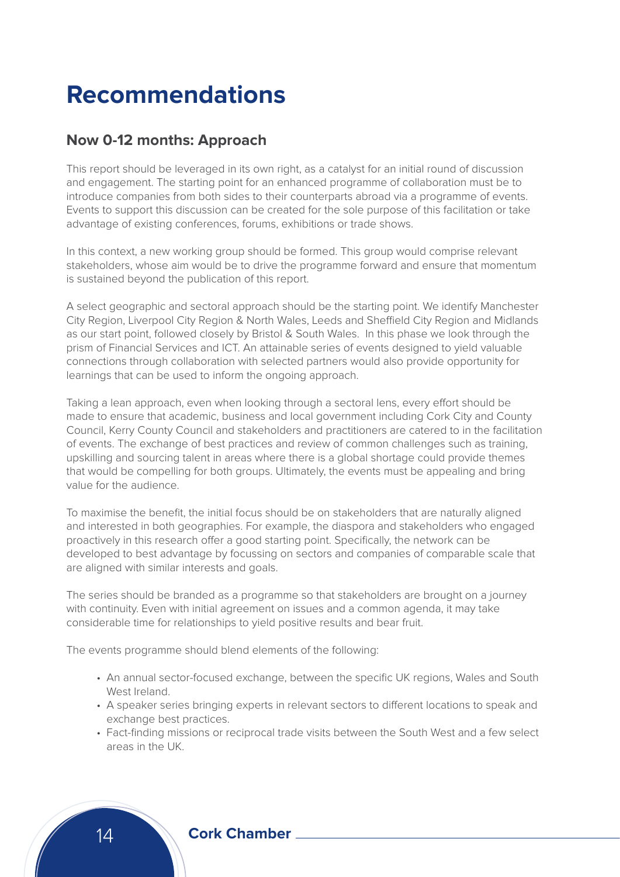# Recommendations

## Now 0-12 months: Approach

This report should be leveraged in its own right, as a catalyst for an initial round of discussion and engagement. The starting point for an enhanced programme of collaboration must be to introduce companies from both sides to their counterparts abroad via a programme of events. Events to support this discussion can be created for the sole purpose of this facilitation or take advantage of existing conferences, forums, exhibitions or trade shows.

In this context, a new working group should be formed. This group would comprise relevant stakeholders, whose aim would be to drive the programme forward and ensure that momentum is sustained beyond the publication of this report.

A select geographic and sectoral approach should be the starting point. We identify Manchester City Region, Liverpool City Region & North Wales, Leeds and Sheffield City Region and Midlands as our start point, followed closely by Bristol & South Wales. In this phase we look through the prism of Financial Services and ICT. An attainable series of events designed to yield valuable connections through collaboration with selected partners would also provide opportunity for learnings that can be used to inform the ongoing approach.

Taking a lean approach, even when looking through a sectoral lens, every effort should be made to ensure that academic, business and local government including Cork City and County Council, Kerry County Council and stakeholders and practitioners are catered to in the facilitation of events. The exchange of best practices and review of common challenges such as training, upskilling and sourcing talent in areas where there is a global shortage could provide themes that would be compelling for both groups. Ultimately, the events must be appealing and bring value for the audience.

To maximise the benefit, the initial focus should be on stakeholders that are naturally aligned and interested in both geographies. For example, the diaspora and stakeholders who engaged proactively in this research offer a good starting point. Specifically, the network can be developed to best advantage by focussing on sectors and companies of comparable scale that are aligned with similar interests and goals.

The series should be branded as a programme so that stakeholders are brought on a journey with continuity. Even with initial agreement on issues and a common agenda, it may take considerable time for relationships to yield positive results and bear fruit.

The events programme should blend elements of the following:

- An annual sector-focused exchange, between the specific UK regions, Wales and South West Ireland.
- A speaker series bringing experts in relevant sectors to different locations to speak and exchange best practices.
- Fact-finding missions or reciprocal trade visits between the South West and a few select areas in the UK.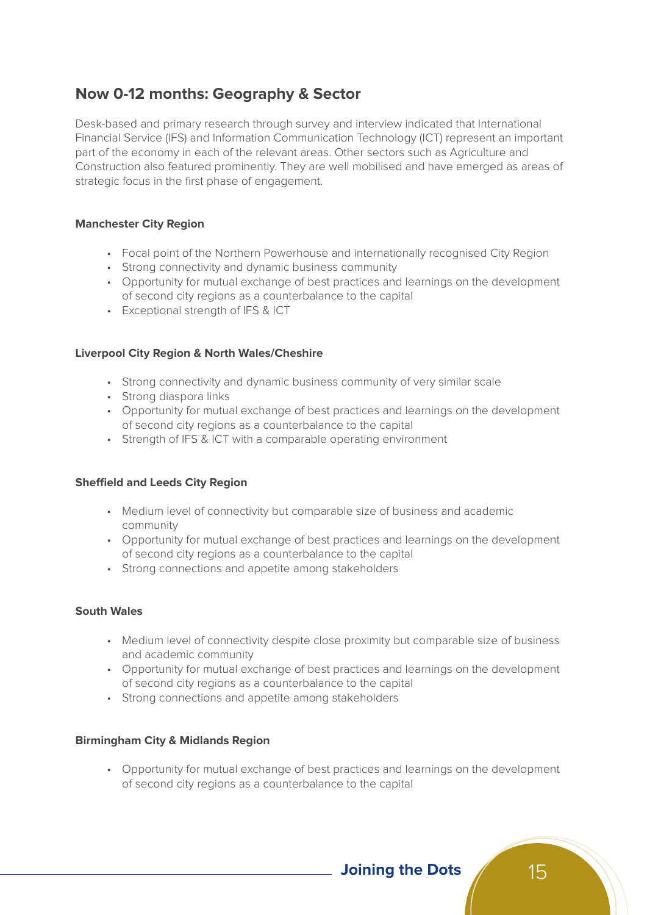## Now 0-12 months: Geography & Sector

Desk-based and primary research through survey and interview indicated that International Financial Service (IFS) and Information Communication Technology (ICT) represent an important part of the economy in each of the relevant areas. Other sectors such as Agriculture and Construction also featured prominently. They are well mobilised and have emerged as areas of strategic focus in the first phase of engagement.

**Manchester City Region**

- Focal point of the Northern Powerhouse and internationally recognised City Region
- Strong connectivity and dynamic business community
- Opportunity for mutual exchange of best practices and learnings on the development of second city regions as a counterbalance to the capital
- Exceptional strength of IFS & ICT

**Liverpool City Region & North Wales/Cheshire**

- Strong connectivity and dynamic business community of very similar scale
- Strong diaspora links
- Opportunity for mutual exchange of best practices and learnings on the development of second city regions as a counterbalance to the capital
- Strength of IFS & ICT with a comparable operating environment

**Sheffield and Leeds City Region**

- Medium level of connectivity but comparable size of business and academic community
- Opportunity for mutual exchange of best practices and learnings on the development of second city regions as a counterbalance to the capital
- Strong connections and appetite among stakeholders

**South Wales**

- Medium level of connectivity despite close proximity but comparable size of business and academic community
- Opportunity for mutual exchange of best practices and learnings on the development of second city regions as a counterbalance to the capital
- Strong connections and appetite among stakeholders

**Birmingham City & Midlands Region**

- Opportunity for mutual exchange of best practices and learnings on the development of second city regions as a counterbalance to the capital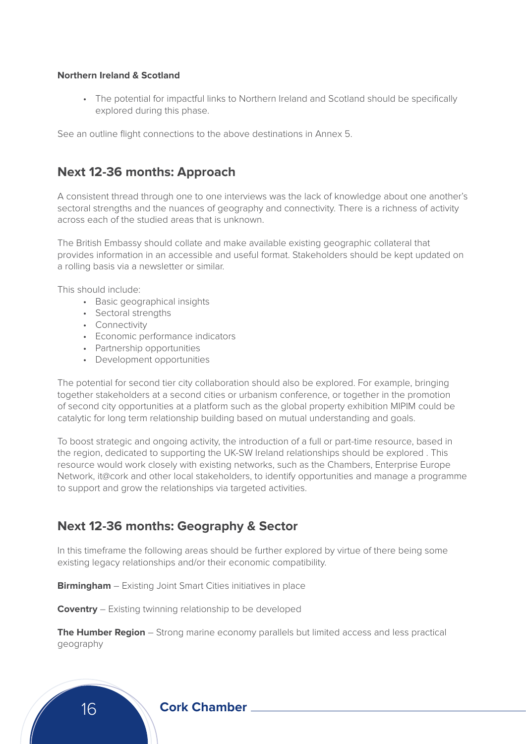**Northern Ireland & Scotland**

- The potential for impactful links to Northern Ireland and Scotland should be specifically explored during this phase.

See an outline flight connections to the above destinations in Annex 5.

## Next 12-36 months: Approach

A consistent thread through one to one interviews was the lack of knowledge about one another's sectoral strengths and the nuances of geography and connectivity. There is a richness of activity across each of the studied areas that is unknown.

The British Embassy should collate and make available existing geographic collateral that provides information in an accessible and useful format. Stakeholders should be kept updated on a rolling basis via a newsletter or similar.

This should include:

- Basic geographical insights
- Sectoral strengths
- Connectivity
- Economic performance indicators
- Partnership opportunities
- Development opportunities

The potential for second tier city collaboration should also be explored. For example, bringing together stakeholders at a second cities or urbanism conference, or together in the promotion of second city opportunities at a platform such as the global property exhibition MIPIM could be catalytic for long term relationship building based on mutual understanding and goals.

To boost strategic and ongoing activity, the introduction of a full or part-time resource, based in the region, dedicated to supporting the UK-SW Ireland relationships should be explored . This resource would work closely with existing networks, such as the Chambers, Enterprise Europe Network, it@cork and other local stakeholders, to identify opportunities and manage a programme to support and grow the relationships via targeted activities.

## Next 12-36 months: Geography & Sector

In this timeframe the following areas should be further explored by virtue of there being some existing legacy relationships and/or their economic compatibility.

**Birmingham** – Existing Joint Smart Cities initiatives in place

**Coventry** – Existing twinning relationship to be developed

**The Humber Region** – Strong marine economy parallels but limited access and less practical geography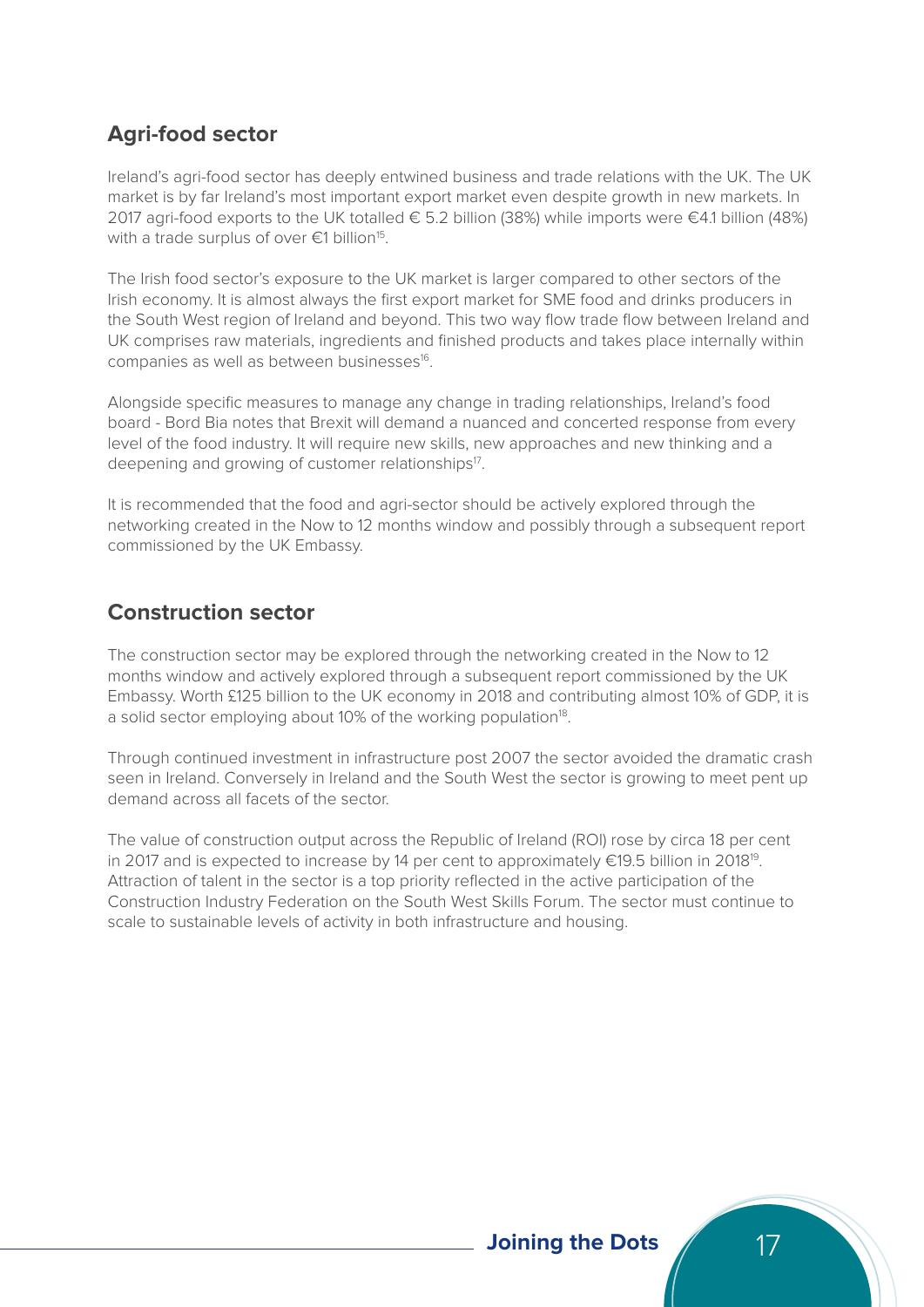## Agri-food sector

Ireland's agri-food sector has deeply entwined business and trade relations with the UK. The UK market is by far Ireland's most important export market even despite growth in new markets. In 2017 agri-food exports to the UK totalled € 5.2 billion (38%) while imports were €4.1 billion (48%) with a trade surplus of over €1 billion[15].

The Irish food sector's exposure to the UK market is larger compared to other sectors of the Irish economy. It is almost always the first export market for SME food and drinks producers in the South West region of Ireland and beyond. This two way flow trade flow between Ireland and UK comprises raw materials, ingredients and finished products and takes place internally within companies as well as between businesses[16].

Alongside specific measures to manage any change in trading relationships, Ireland's food board - Bord Bia notes that Brexit will demand a nuanced and concerted response from every level of the food industry. It will require new skills, new approaches and new thinking and a deepening and growing of customer relationships[17].

It is recommended that the food and agri-sector should be actively explored through the networking created in the Now to 12 months window and possibly through a subsequent report commissioned by the UK Embassy.

## Construction sector

The construction sector may be explored through the networking created in the Now to 12 months window and actively explored through a subsequent report commissioned by the UK Embassy. Worth £125 billion to the UK economy in 2018 and contributing almost 10% of GDP, it is a solid sector employing about 10% of the working population[18].

Through continued investment in infrastructure post 2007 the sector avoided the dramatic crash seen in Ireland. Conversely in Ireland and the South West the sector is growing to meet pent up demand across all facets of the sector.

The value of construction output across the Republic of Ireland (ROI) rose by circa 18 per cent in 2017 and is expected to increase by 14 per cent to approximately €19.5 billion in 2018[19]. Attraction of talent in the sector is a top priority reflected in the active participation of the Construction Industry Federation on the South West Skills Forum. The sector must continue to scale to sustainable levels of activity in both infrastructure and housing.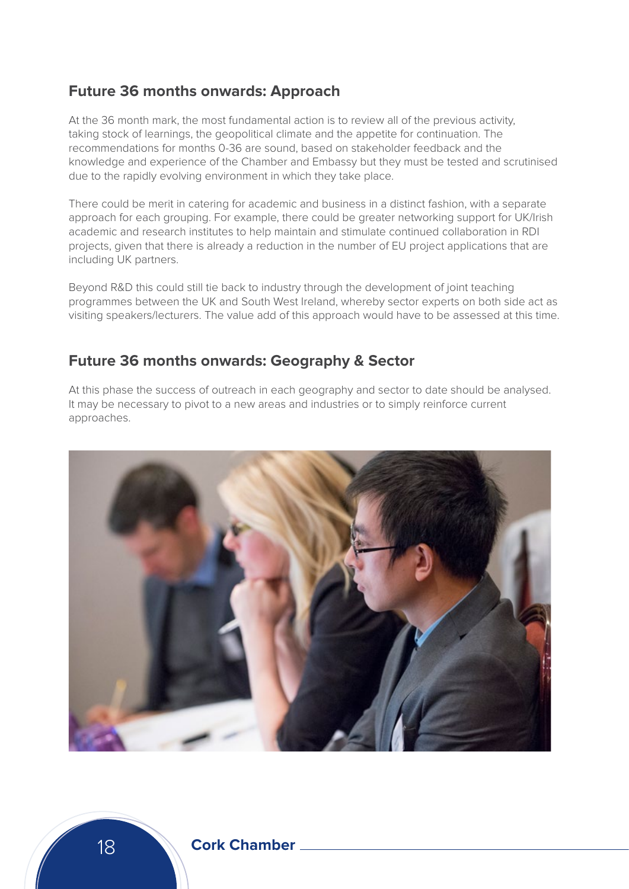## Future 36 months onwards: Approach

At the 36 month mark, the most fundamental action is to review all of the previous activity, taking stock of learnings, the geopolitical climate and the appetite for continuation. The recommendations for months 0-36 are sound, based on stakeholder feedback and the knowledge and experience of the Chamber and Embassy but they must be tested and scrutinised due to the rapidly evolving environment in which they take place.

There could be merit in catering for academic and business in a distinct fashion, with a separate approach for each grouping. For example, there could be greater networking support for UK/Irish academic and research institutes to help maintain and stimulate continued collaboration in RDI projects, given that there is already a reduction in the number of EU project applications that are including UK partners.

Beyond R&D this could still tie back to industry through the development of joint teaching programmes between the UK and South West Ireland, whereby sector experts on both side act as visiting speakers/lecturers. The value add of this approach would have to be assessed at this time.

## Future 36 months onwards: Geography & Sector

At this phase the success of outreach in each geography and sector to date should be analysed. It may be necessary to pivot to a new areas and industries or to simply reinforce current approaches.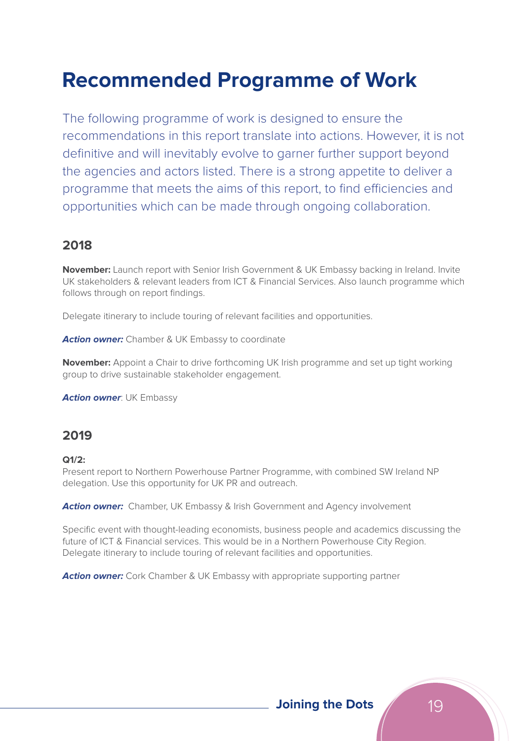# Recommended Programme of Work

The following programme of work is designed to ensure the recommendations in this report translate into actions. However, it is not definitive and will inevitably evolve to garner further support beyond the agencies and actors listed. There is a strong appetite to deliver a programme that meets the aims of this report, to find efficiencies and opportunities which can be made through ongoing collaboration.

## 2018

**November:** Launch report with Senior Irish Government & UK Embassy backing in Ireland. Invite UK stakeholders & relevant leaders from ICT & Financial Services. Also launch programme which follows through on report findings.

Delegate itinerary to include touring of relevant facilities and opportunities.

***Action owner:*** Chamber & UK Embassy to coordinate

**November:** Appoint a Chair to drive forthcoming UK Irish programme and set up tight working group to drive sustainable stakeholder engagement.

***Action owner***: UK Embassy

## 2019

**Q1/2:**
Present report to Northern Powerhouse Partner Programme, with combined SW Ireland NP delegation. Use this opportunity for UK PR and outreach.

***Action owner:*** Chamber, UK Embassy & Irish Government and Agency involvement

Specific event with thought-leading economists, business people and academics discussing the future of ICT & Financial services. This would be in a Northern Powerhouse City Region. Delegate itinerary to include touring of relevant facilities and opportunities.

***Action owner:*** Cork Chamber & UK Embassy with appropriate supporting partner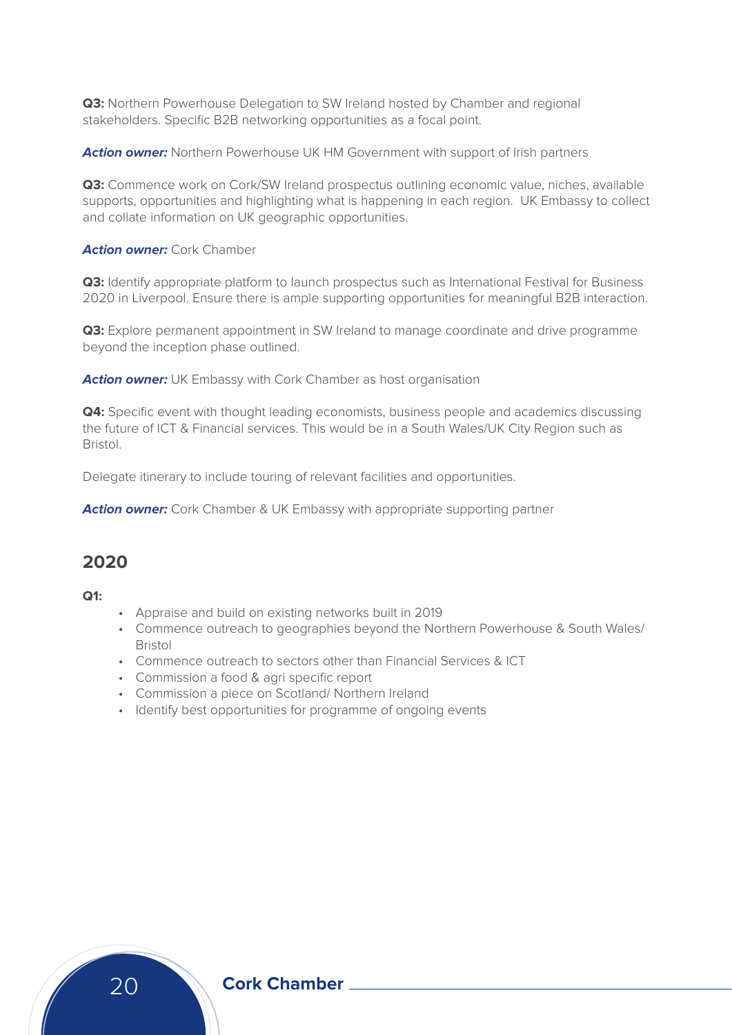**Q3:** Northern Powerhouse Delegation to SW Ireland hosted by Chamber and regional stakeholders. Specific B2B networking opportunities as a focal point.

***Action owner:*** Northern Powerhouse UK HM Government with support of Irish partners

**Q3:** Commence work on Cork/SW Ireland prospectus outlining economic value, niches, available supports, opportunities and highlighting what is happening in each region. UK Embassy to collect and collate information on UK geographic opportunities.

***Action owner:*** Cork Chamber

**Q3:** Identify appropriate platform to launch prospectus such as International Festival for Business 2020 in Liverpool. Ensure there is ample supporting opportunities for meaningful B2B interaction.

**Q3:** Explore permanent appointment in SW Ireland to manage coordinate and drive programme beyond the inception phase outlined.

***Action owner:*** UK Embassy with Cork Chamber as host organisation

**Q4:** Specific event with thought leading economists, business people and academics discussing the future of ICT & Financial services. This would be in a South Wales/UK City Region such as Bristol.

Delegate itinerary to include touring of relevant facilities and opportunities.

***Action owner:*** Cork Chamber & UK Embassy with appropriate supporting partner

## 2020

**Q1:**

- Appraise and build on existing networks built in 2019
- Commence outreach to geographies beyond the Northern Powerhouse & South Wales/ Bristol
- Commence outreach to sectors other than Financial Services & ICT
- Commission a food & agri specific report
- Commission a piece on Scotland/ Northern Ireland
- Identify best opportunities for programme of ongoing events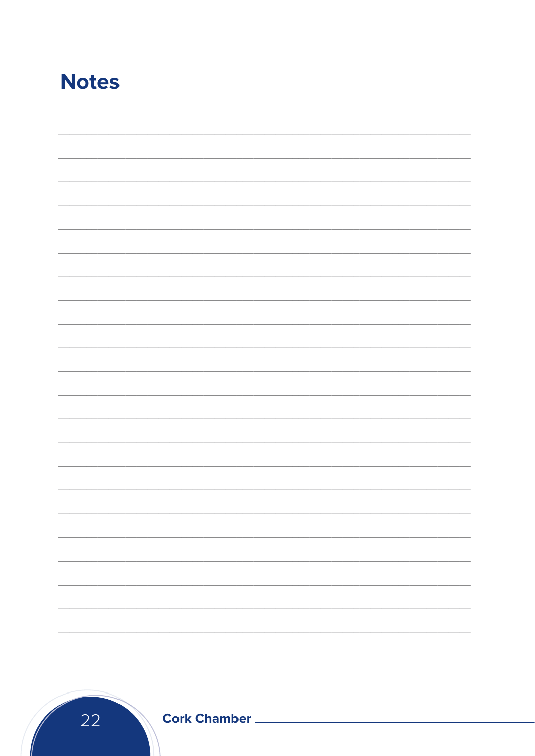## Notes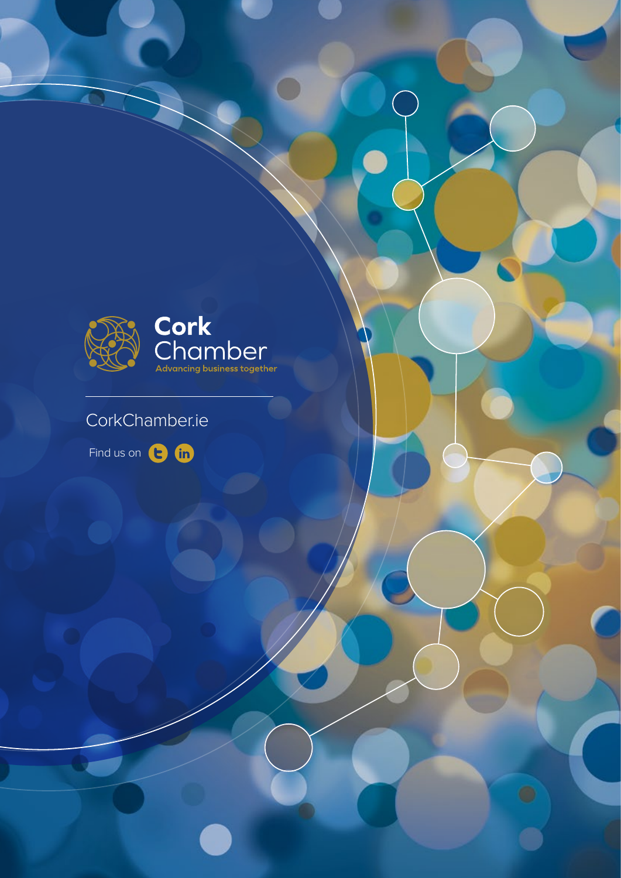Cork Chamber

Advancing business together

CorkChamber.ie

Find us on